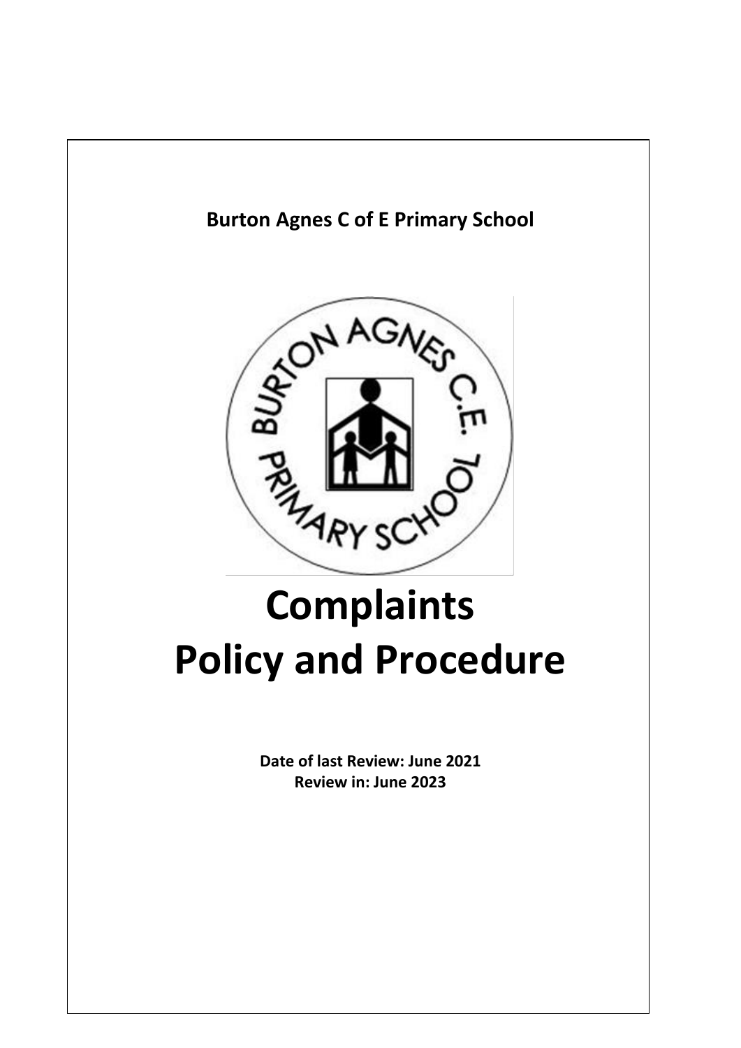**Burton Agnes C of E Primary School**

# Complaints Policy and Procedure

**Date of last Review: June 2021**
**Review in: June 2023**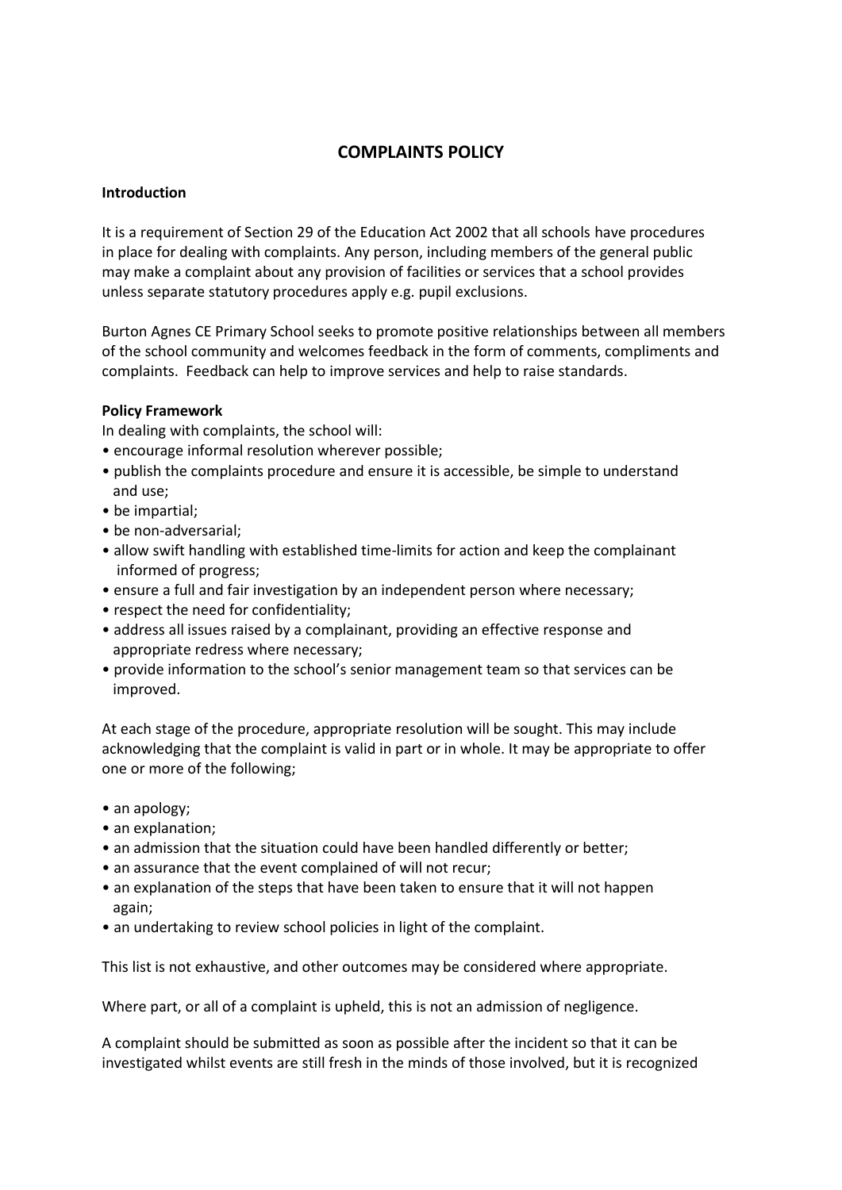# COMPLAINTS POLICY

**Introduction**

It is a requirement of Section 29 of the Education Act 2002 that all schools have procedures in place for dealing with complaints. Any person, including members of the general public may make a complaint about any provision of facilities or services that a school provides unless separate statutory procedures apply e.g. pupil exclusions.

Burton Agnes CE Primary School seeks to promote positive relationships between all members of the school community and welcomes feedback in the form of comments, compliments and complaints. Feedback can help to improve services and help to raise standards.

**Policy Framework**

In dealing with complaints, the school will:

- encourage informal resolution wherever possible;
- publish the complaints procedure and ensure it is accessible, be simple to understand and use;
- be impartial;
- be non-adversarial;
- allow swift handling with established time-limits for action and keep the complainant informed of progress;
- ensure a full and fair investigation by an independent person where necessary;
- respect the need for confidentiality;
- address all issues raised by a complainant, providing an effective response and appropriate redress where necessary;
- provide information to the school's senior management team so that services can be improved.

At each stage of the procedure, appropriate resolution will be sought. This may include acknowledging that the complaint is valid in part or in whole. It may be appropriate to offer one or more of the following;

- an apology;
- an explanation;
- an admission that the situation could have been handled differently or better;
- an assurance that the event complained of will not recur;
- an explanation of the steps that have been taken to ensure that it will not happen again;
- an undertaking to review school policies in light of the complaint.

This list is not exhaustive, and other outcomes may be considered where appropriate.

Where part, or all of a complaint is upheld, this is not an admission of negligence.

A complaint should be submitted as soon as possible after the incident so that it can be investigated whilst events are still fresh in the minds of those involved, but it is recognized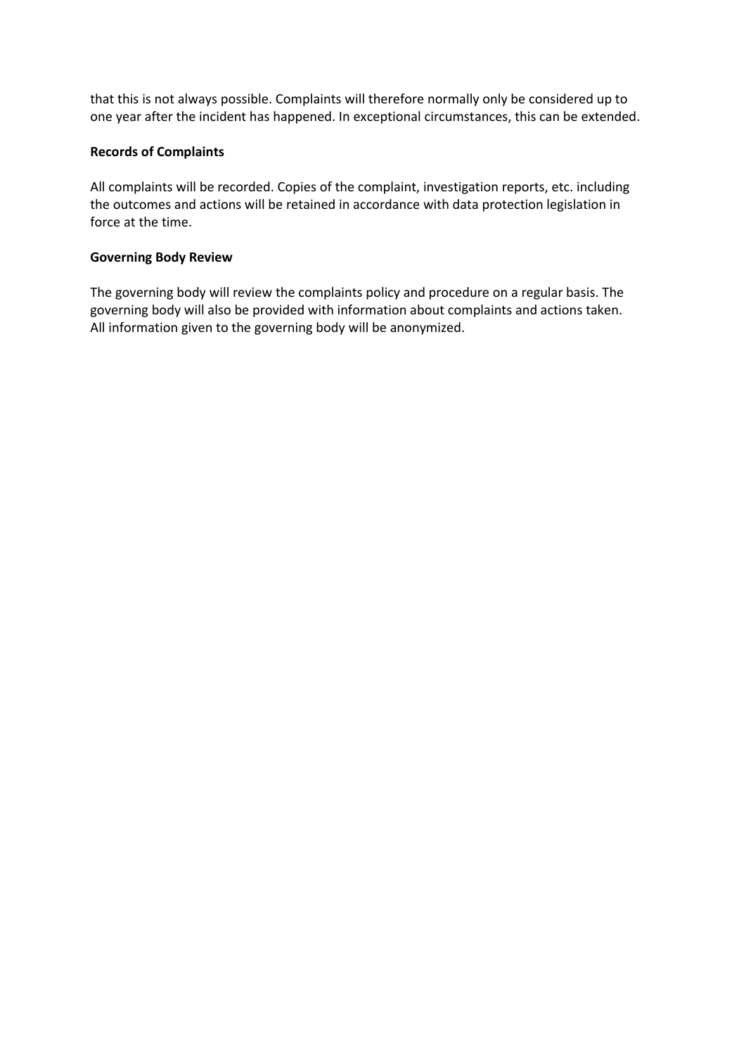that this is not always possible. Complaints will therefore normally only be considered up to one year after the incident has happened. In exceptional circumstances, this can be extended.

**Records of Complaints**

All complaints will be recorded. Copies of the complaint, investigation reports, etc. including the outcomes and actions will be retained in accordance with data protection legislation in force at the time.

**Governing Body Review**

The governing body will review the complaints policy and procedure on a regular basis. The governing body will also be provided with information about complaints and actions taken. All information given to the governing body will be anonymized.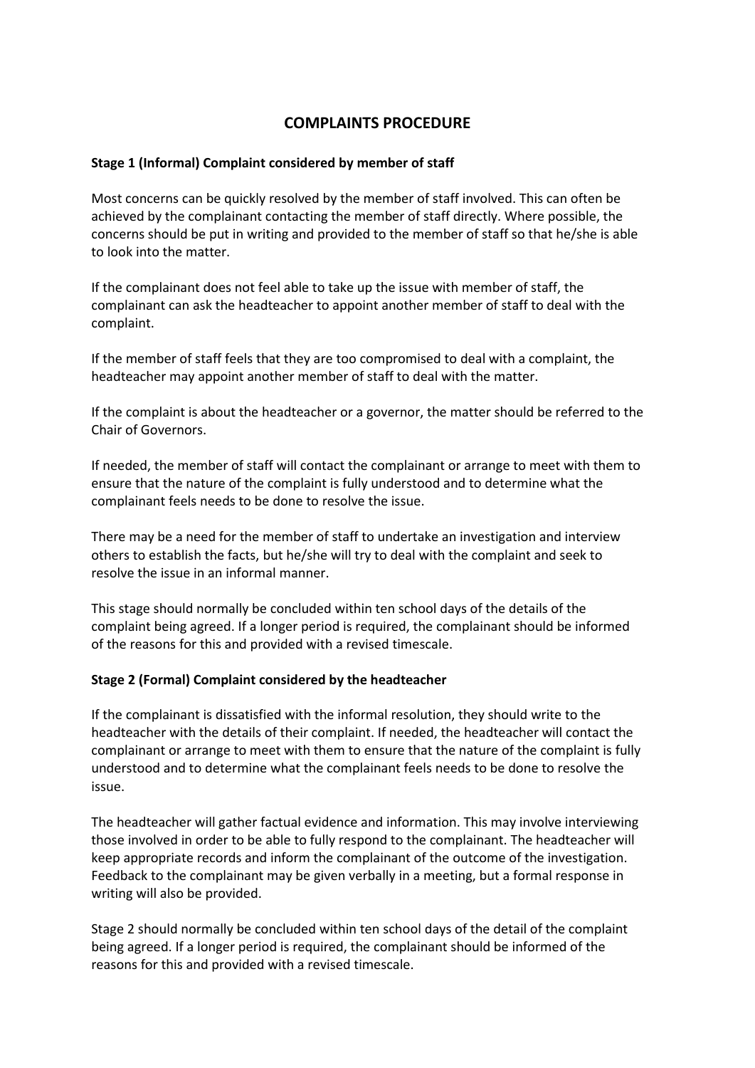## COMPLAINTS PROCEDURE

**Stage 1 (Informal) Complaint considered by member of staff**

Most concerns can be quickly resolved by the member of staff involved. This can often be achieved by the complainant contacting the member of staff directly. Where possible, the concerns should be put in writing and provided to the member of staff so that he/she is able to look into the matter.

If the complainant does not feel able to take up the issue with member of staff, the complainant can ask the headteacher to appoint another member of staff to deal with the complaint.

If the member of staff feels that they are too compromised to deal with a complaint, the headteacher may appoint another member of staff to deal with the matter.

If the complaint is about the headteacher or a governor, the matter should be referred to the Chair of Governors.

If needed, the member of staff will contact the complainant or arrange to meet with them to ensure that the nature of the complaint is fully understood and to determine what the complainant feels needs to be done to resolve the issue.

There may be a need for the member of staff to undertake an investigation and interview others to establish the facts, but he/she will try to deal with the complaint and seek to resolve the issue in an informal manner.

This stage should normally be concluded within ten school days of the details of the complaint being agreed. If a longer period is required, the complainant should be informed of the reasons for this and provided with a revised timescale.

**Stage 2 (Formal) Complaint considered by the headteacher**

If the complainant is dissatisfied with the informal resolution, they should write to the headteacher with the details of their complaint. If needed, the headteacher will contact the complainant or arrange to meet with them to ensure that the nature of the complaint is fully understood and to determine what the complainant feels needs to be done to resolve the issue.

The headteacher will gather factual evidence and information. This may involve interviewing those involved in order to be able to fully respond to the complainant. The headteacher will keep appropriate records and inform the complainant of the outcome of the investigation. Feedback to the complainant may be given verbally in a meeting, but a formal response in writing will also be provided.

Stage 2 should normally be concluded within ten school days of the detail of the complaint being agreed. If a longer period is required, the complainant should be informed of the reasons for this and provided with a revised timescale.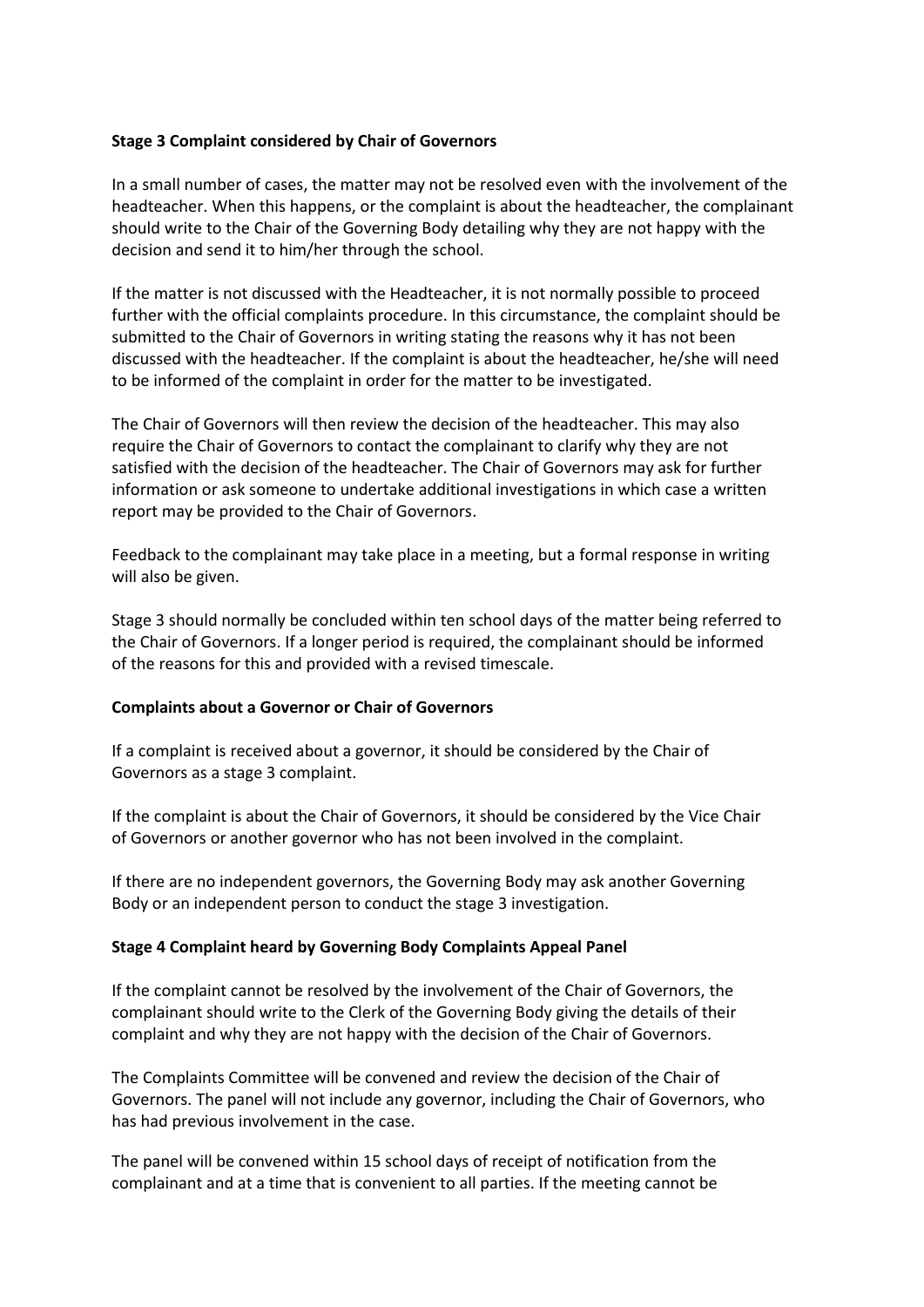**Stage 3 Complaint considered by Chair of Governors**

In a small number of cases, the matter may not be resolved even with the involvement of the headteacher. When this happens, or the complaint is about the headteacher, the complainant should write to the Chair of the Governing Body detailing why they are not happy with the decision and send it to him/her through the school.

If the matter is not discussed with the Headteacher, it is not normally possible to proceed further with the official complaints procedure. In this circumstance, the complaint should be submitted to the Chair of Governors in writing stating the reasons why it has not been discussed with the headteacher. If the complaint is about the headteacher, he/she will need to be informed of the complaint in order for the matter to be investigated.

The Chair of Governors will then review the decision of the headteacher. This may also require the Chair of Governors to contact the complainant to clarify why they are not satisfied with the decision of the headteacher. The Chair of Governors may ask for further information or ask someone to undertake additional investigations in which case a written report may be provided to the Chair of Governors.

Feedback to the complainant may take place in a meeting, but a formal response in writing will also be given.

Stage 3 should normally be concluded within ten school days of the matter being referred to the Chair of Governors. If a longer period is required, the complainant should be informed of the reasons for this and provided with a revised timescale.

**Complaints about a Governor or Chair of Governors**

If a complaint is received about a governor, it should be considered by the Chair of Governors as a stage 3 complaint.

If the complaint is about the Chair of Governors, it should be considered by the Vice Chair of Governors or another governor who has not been involved in the complaint.

If there are no independent governors, the Governing Body may ask another Governing Body or an independent person to conduct the stage 3 investigation.

**Stage 4 Complaint heard by Governing Body Complaints Appeal Panel**

If the complaint cannot be resolved by the involvement of the Chair of Governors, the complainant should write to the Clerk of the Governing Body giving the details of their complaint and why they are not happy with the decision of the Chair of Governors.

The Complaints Committee will be convened and review the decision of the Chair of Governors. The panel will not include any governor, including the Chair of Governors, who has had previous involvement in the case.

The panel will be convened within 15 school days of receipt of notification from the complainant and at a time that is convenient to all parties. If the meeting cannot be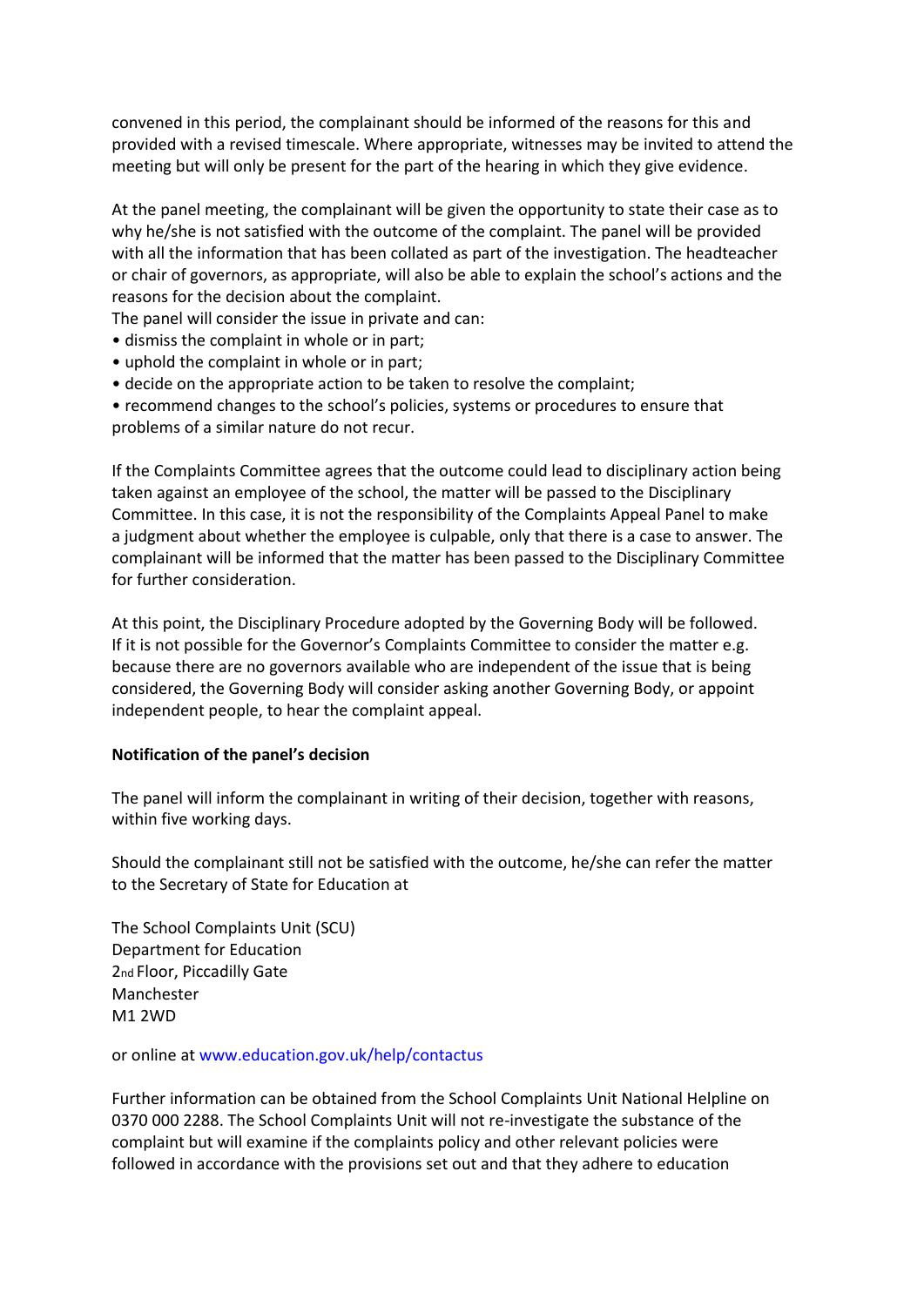convened in this period, the complainant should be informed of the reasons for this and provided with a revised timescale. Where appropriate, witnesses may be invited to attend the meeting but will only be present for the part of the hearing in which they give evidence.

At the panel meeting, the complainant will be given the opportunity to state their case as to why he/she is not satisfied with the outcome of the complaint. The panel will be provided with all the information that has been collated as part of the investigation. The headteacher or chair of governors, as appropriate, will also be able to explain the school's actions and the reasons for the decision about the complaint.

The panel will consider the issue in private and can:

- dismiss the complaint in whole or in part;
- uphold the complaint in whole or in part;
- decide on the appropriate action to be taken to resolve the complaint;
- recommend changes to the school's policies, systems or procedures to ensure that problems of a similar nature do not recur.

If the Complaints Committee agrees that the outcome could lead to disciplinary action being taken against an employee of the school, the matter will be passed to the Disciplinary Committee. In this case, it is not the responsibility of the Complaints Appeal Panel to make a judgment about whether the employee is culpable, only that there is a case to answer. The complainant will be informed that the matter has been passed to the Disciplinary Committee for further consideration.

At this point, the Disciplinary Procedure adopted by the Governing Body will be followed. If it is not possible for the Governor's Complaints Committee to consider the matter e.g. because there are no governors available who are independent of the issue that is being considered, the Governing Body will consider asking another Governing Body, or appoint independent people, to hear the complaint appeal.

**Notification of the panel's decision**

The panel will inform the complainant in writing of their decision, together with reasons, within five working days.

Should the complainant still not be satisfied with the outcome, he/she can refer the matter to the Secretary of State for Education at

The School Complaints Unit (SCU)
Department for Education
2nd Floor, Piccadilly Gate
Manchester
M1 2WD

or online at www.education.gov.uk/help/contactus

Further information can be obtained from the School Complaints Unit National Helpline on 0370 000 2288. The School Complaints Unit will not re-investigate the substance of the complaint but will examine if the complaints policy and other relevant policies were followed in accordance with the provisions set out and that they adhere to education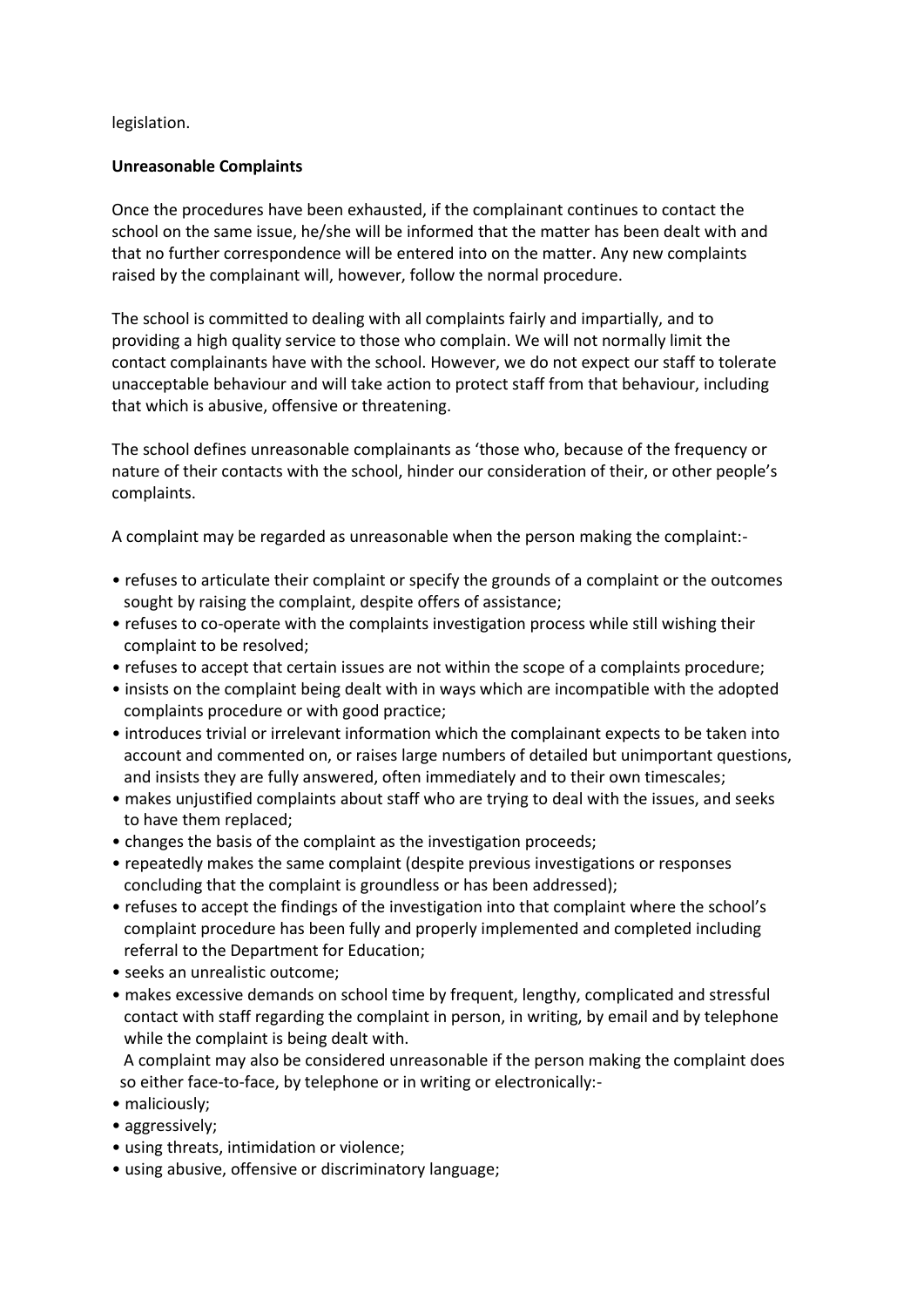legislation.

**Unreasonable Complaints**

Once the procedures have been exhausted, if the complainant continues to contact the school on the same issue, he/she will be informed that the matter has been dealt with and that no further correspondence will be entered into on the matter. Any new complaints raised by the complainant will, however, follow the normal procedure.

The school is committed to dealing with all complaints fairly and impartially, and to providing a high quality service to those who complain. We will not normally limit the contact complainants have with the school. However, we do not expect our staff to tolerate unacceptable behaviour and will take action to protect staff from that behaviour, including that which is abusive, offensive or threatening.

The school defines unreasonable complainants as 'those who, because of the frequency or nature of their contacts with the school, hinder our consideration of their, or other people's complaints.

A complaint may be regarded as unreasonable when the person making the complaint:-

- refuses to articulate their complaint or specify the grounds of a complaint or the outcomes sought by raising the complaint, despite offers of assistance;
- refuses to co-operate with the complaints investigation process while still wishing their complaint to be resolved;
- refuses to accept that certain issues are not within the scope of a complaints procedure;
- insists on the complaint being dealt with in ways which are incompatible with the adopted complaints procedure or with good practice;
- introduces trivial or irrelevant information which the complainant expects to be taken into account and commented on, or raises large numbers of detailed but unimportant questions, and insists they are fully answered, often immediately and to their own timescales;
- makes unjustified complaints about staff who are trying to deal with the issues, and seeks to have them replaced;
- changes the basis of the complaint as the investigation proceeds;
- repeatedly makes the same complaint (despite previous investigations or responses concluding that the complaint is groundless or has been addressed);
- refuses to accept the findings of the investigation into that complaint where the school's complaint procedure has been fully and properly implemented and completed including referral to the Department for Education;
- seeks an unrealistic outcome;
- makes excessive demands on school time by frequent, lengthy, complicated and stressful contact with staff regarding the complaint in person, in writing, by email and by telephone while the complaint is being dealt with.

A complaint may also be considered unreasonable if the person making the complaint does so either face-to-face, by telephone or in writing or electronically:-

- maliciously;
- aggressively;
- using threats, intimidation or violence;
- using abusive, offensive or discriminatory language;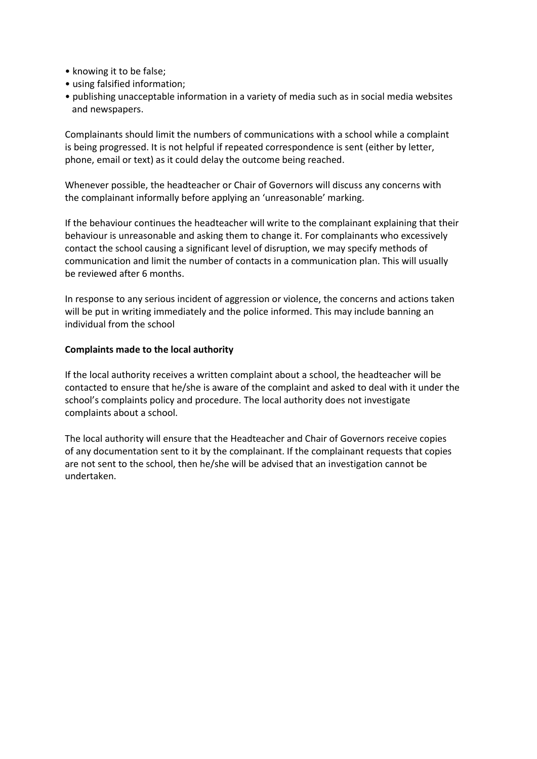- knowing it to be false;
- using falsified information;
- publishing unacceptable information in a variety of media such as in social media websites and newspapers.

Complainants should limit the numbers of communications with a school while a complaint is being progressed. It is not helpful if repeated correspondence is sent (either by letter, phone, email or text) as it could delay the outcome being reached.

Whenever possible, the headteacher or Chair of Governors will discuss any concerns with the complainant informally before applying an 'unreasonable' marking.

If the behaviour continues the headteacher will write to the complainant explaining that their behaviour is unreasonable and asking them to change it. For complainants who excessively contact the school causing a significant level of disruption, we may specify methods of communication and limit the number of contacts in a communication plan. This will usually be reviewed after 6 months.

In response to any serious incident of aggression or violence, the concerns and actions taken will be put in writing immediately and the police informed. This may include banning an individual from the school

**Complaints made to the local authority**

If the local authority receives a written complaint about a school, the headteacher will be contacted to ensure that he/she is aware of the complaint and asked to deal with it under the school's complaints policy and procedure. The local authority does not investigate complaints about a school.

The local authority will ensure that the Headteacher and Chair of Governors receive copies of any documentation sent to it by the complainant. If the complainant requests that copies are not sent to the school, then he/she will be advised that an investigation cannot be undertaken.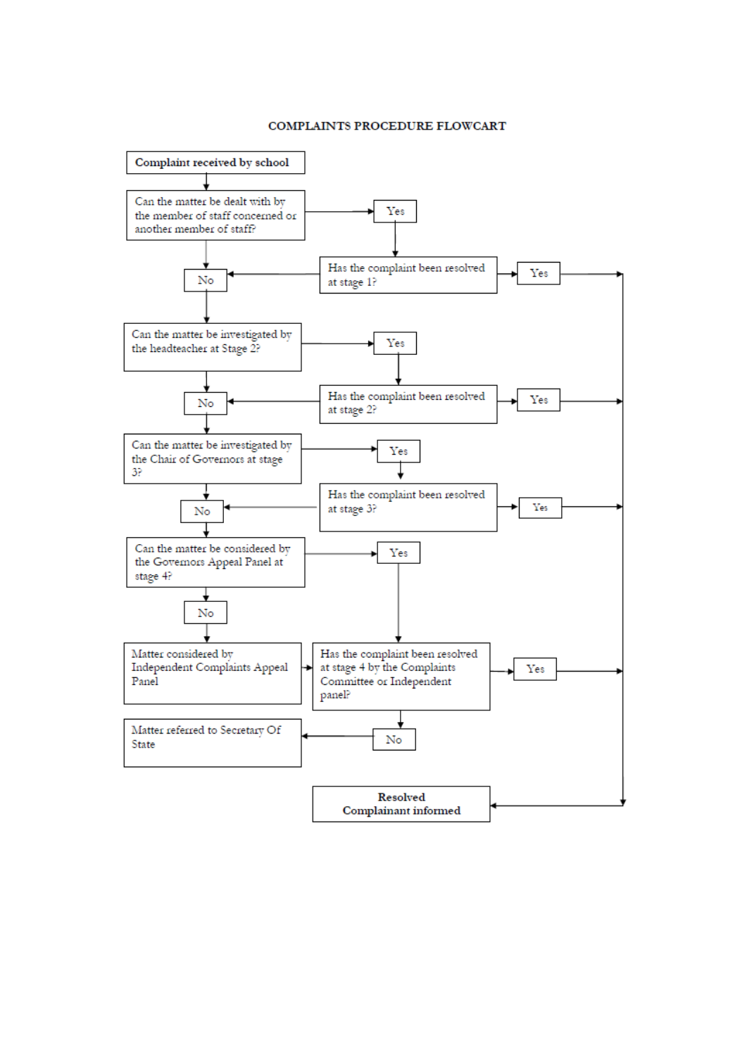**COMPLAINTS PROCEDURE FLOWCART**

**Complaint received by school**

Can the matter be dealt with by the member of staff concerned or another member of staff?

Yes

Has the complaint been resolved at stage 1?

Yes

No

Can the matter be investigated by the headteacher at Stage 2?

Yes

Has the complaint been resolved at stage 2?

Yes

No

Can the matter be investigated by the Chair of Governors at stage 3?

Yes

Has the complaint been resolved at stage 3?

Yes

No

Can the matter be considered by the Governors Appeal Panel at stage 4?

Yes

No

Matter considered by Independent Complaints Appeal Panel

Has the complaint been resolved at stage 4 by the Complaints Committee or Independent panel?

Yes

Matter referred to Secretary Of State

No

**Resolved**
**Complainant informed**